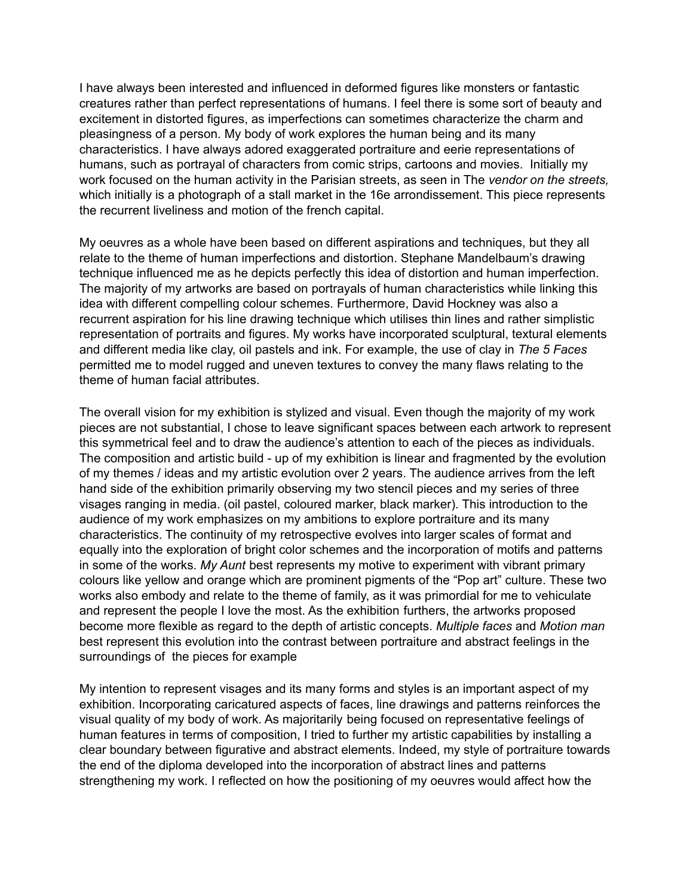I have always been interested and influenced in deformed figures like monsters or fantastic creatures rather than perfect representations of humans. I feel there is some sort of beauty and excitement in distorted figures, as imperfections can sometimes characterize the charm and pleasingness of a person. My body of work explores the human being and its many characteristics. I have always adored exaggerated portraiture and eerie representations of humans, such as portrayal of characters from comic strips, cartoons and movies. Initially my work focused on the human activity in the Parisian streets, as seen in The *vendor on the streets,* which initially is a photograph of a stall market in the 16e arrondissement. This piece represents the recurrent liveliness and motion of the french capital.

My oeuvres as a whole have been based on different aspirations and techniques, but they all relate to the theme of human imperfections and distortion. Stephane Mandelbaum's drawing technique influenced me as he depicts perfectly this idea of distortion and human imperfection. The majority of my artworks are based on portrayals of human characteristics while linking this idea with different compelling colour schemes. Furthermore, David Hockney was also a recurrent aspiration for his line drawing technique which utilises thin lines and rather simplistic representation of portraits and figures. My works have incorporated sculptural, textural elements and different media like clay, oil pastels and ink. For example, the use of clay in *The 5 Faces* permitted me to model rugged and uneven textures to convey the many flaws relating to the theme of human facial attributes.

The overall vision for my exhibition is stylized and visual. Even though the majority of my work pieces are not substantial, I chose to leave significant spaces between each artwork to represent this symmetrical feel and to draw the audience's attention to each of the pieces as individuals. The composition and artistic build - up of my exhibition is linear and fragmented by the evolution of my themes / ideas and my artistic evolution over 2 years. The audience arrives from the left hand side of the exhibition primarily observing my two stencil pieces and my series of three visages ranging in media. (oil pastel, coloured marker, black marker). This introduction to the audience of my work emphasizes on my ambitions to explore portraiture and its many characteristics. The continuity of my retrospective evolves into larger scales of format and equally into the exploration of bright color schemes and the incorporation of motifs and patterns in some of the works. *My Aunt* best represents my motive to experiment with vibrant primary colours like yellow and orange which are prominent pigments of the "Pop art" culture. These two works also embody and relate to the theme of family, as it was primordial for me to vehiculate and represent the people I love the most. As the exhibition furthers, the artworks proposed become more flexible as regard to the depth of artistic concepts. *Multiple faces* and *Motion man* best represent this evolution into the contrast between portraiture and abstract feelings in the surroundings of the pieces for example

My intention to represent visages and its many forms and styles is an important aspect of my exhibition. Incorporating caricatured aspects of faces, line drawings and patterns reinforces the visual quality of my body of work. As majoritarily being focused on representative feelings of human features in terms of composition, I tried to further my artistic capabilities by installing a clear boundary between figurative and abstract elements. Indeed, my style of portraiture towards the end of the diploma developed into the incorporation of abstract lines and patterns strengthening my work. I reflected on how the positioning of my oeuvres would affect how the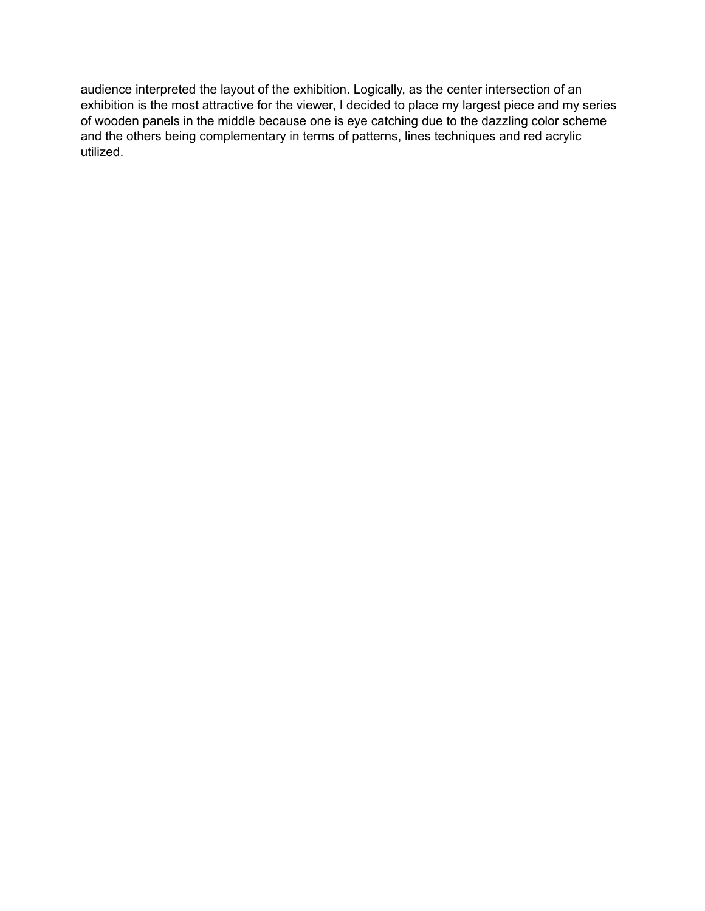audience interpreted the layout of the exhibition. Logically, as the center intersection of an exhibition is the most attractive for the viewer, I decided to place my largest piece and my series of wooden panels in the middle because one is eye catching due to the dazzling color scheme and the others being complementary in terms of patterns, lines techniques and red acrylic utilized.